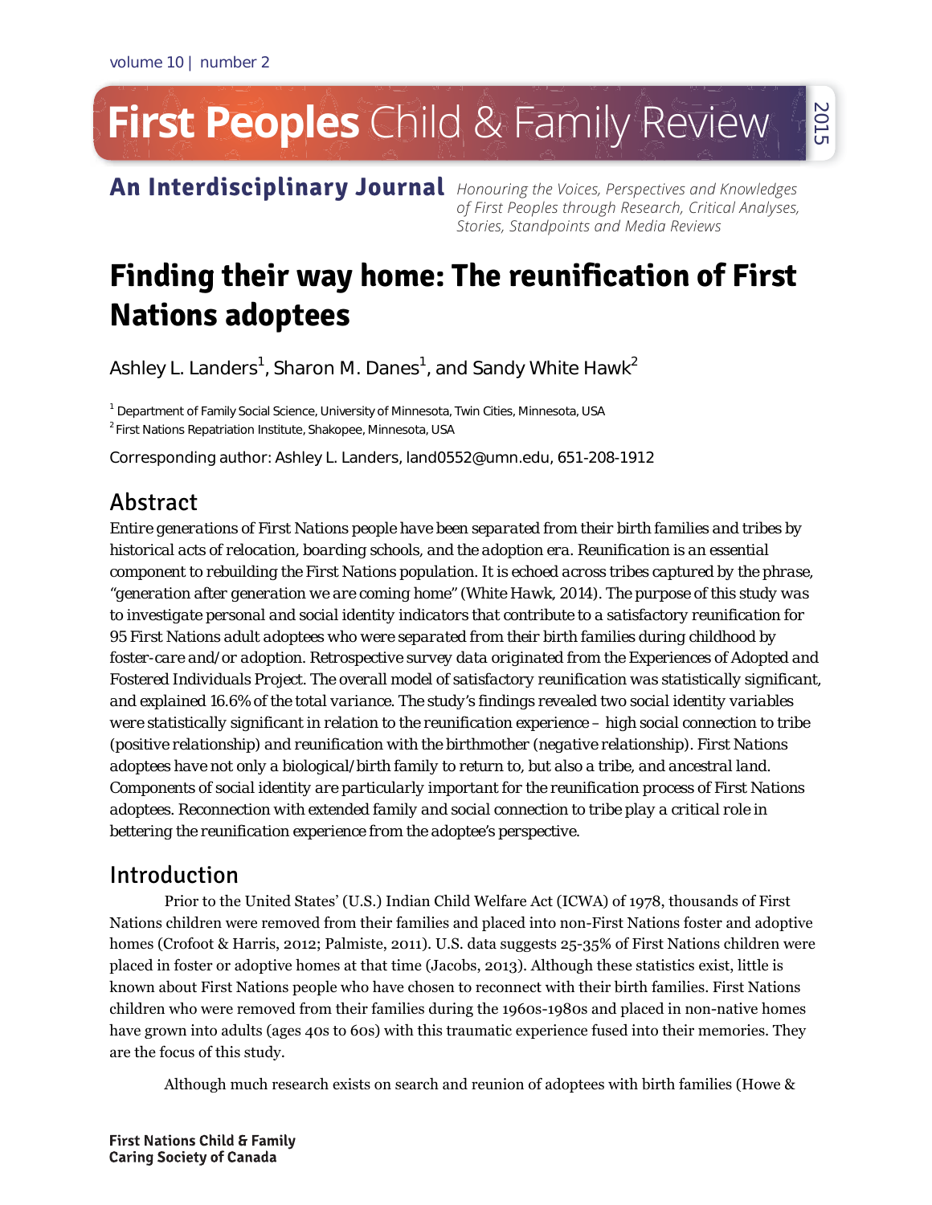# Finding their way home: The reunification of First Nations adoptees

Ashley L. Landers[1], Sharon M. Danes[1], and Sandy White Hawk[2]

[1] Department of Family Social Science, University of Minnesota, Twin Cities, Minnesota, USA

[2] First Nations Repatriation Institute, Shakopee, Minnesota, USA

Corresponding author: Ashley L. Landers, land0552@umn.edu, 651-208-1912

## Abstract

*Entire generations of First Nations people have been separated from their birth families and tribes by historical acts of relocation, boarding schools, and the adoption era. Reunification is an essential component to rebuilding the First Nations population. It is echoed across tribes captured by the phrase, "generation after generation we are coming home" (White Hawk, 2014). The purpose of this study was to investigate personal and social identity indicators that contribute to a satisfactory reunification for 95 First Nations adult adoptees who were separated from their birth families during childhood by foster-care and/or adoption. Retrospective survey data originated from the Experiences of Adopted and Fostered Individuals Project. The overall model of satisfactory reunification was statistically significant, and explained 16.6% of the total variance. The study's findings revealed two social identity variables were statistically significant in relation to the reunification experience – high social connection to tribe (positive relationship) and reunification with the birthmother (negative relationship). First Nations adoptees have not only a biological/birth family to return to, but also a tribe, and ancestral land. Components of social identity are particularly important for the reunification process of First Nations adoptees. Reconnection with extended family and social connection to tribe play a critical role in bettering the reunification experience from the adoptee's perspective.*

## Introduction

Prior to the United States' (U.S.) Indian Child Welfare Act (ICWA) of 1978, thousands of First Nations children were removed from their families and placed into non-First Nations foster and adoptive homes (Crofoot & Harris, 2012; Palmiste, 2011). U.S. data suggests 25-35% of First Nations children were placed in foster or adoptive homes at that time (Jacobs, 2013). Although these statistics exist, little is known about First Nations people who have chosen to reconnect with their birth families. First Nations children who were removed from their families during the 1960s-1980s and placed in non-native homes have grown into adults (ages 40s to 60s) with this traumatic experience fused into their memories. They are the focus of this study.

Although much research exists on search and reunion of adoptees with birth families (Howe &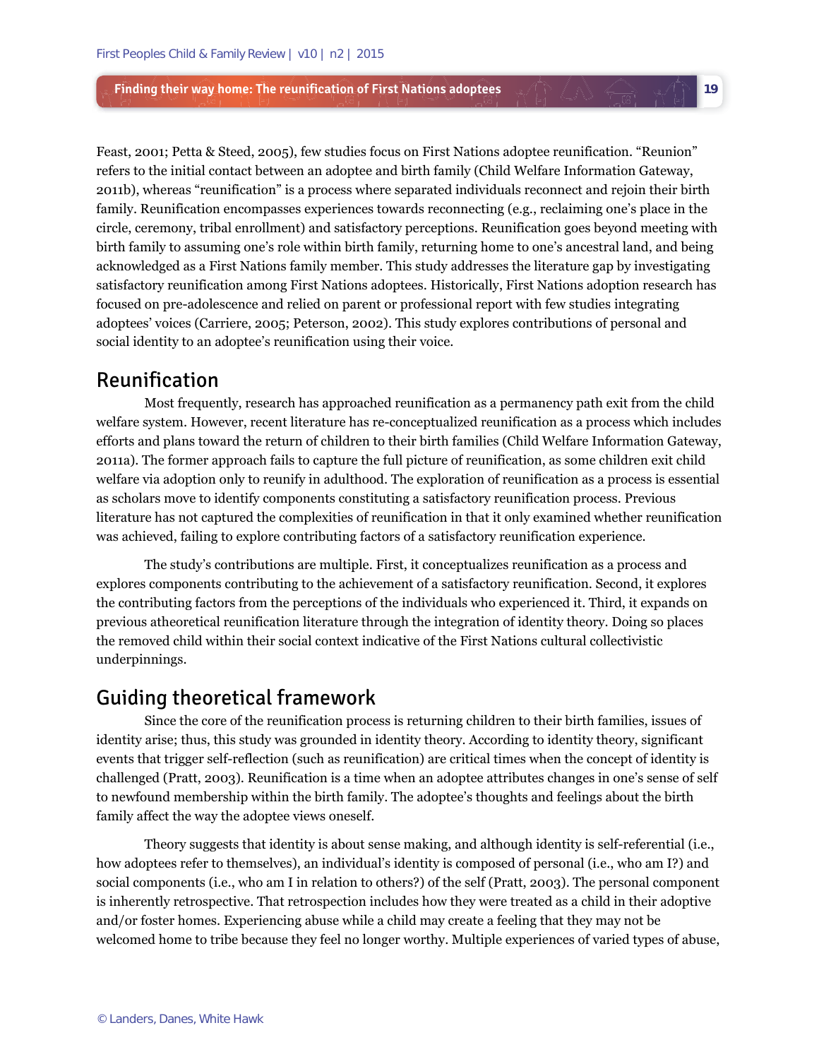Feast, 2001; Petta & Steed, 2005), few studies focus on First Nations adoptee reunification. “Reunion” refers to the initial contact between an adoptee and birth family (Child Welfare Information Gateway, 2011b), whereas “reunification” is a process where separated individuals reconnect and rejoin their birth family. Reunification encompasses experiences towards reconnecting (e.g., reclaiming one’s place in the circle, ceremony, tribal enrollment) and satisfactory perceptions. Reunification goes beyond meeting with birth family to assuming one’s role within birth family, returning home to one’s ancestral land, and being acknowledged as a First Nations family member. This study addresses the literature gap by investigating satisfactory reunification among First Nations adoptees. Historically, First Nations adoption research has focused on pre-adolescence and relied on parent or professional report with few studies integrating adoptees’ voices (Carriere, 2005; Peterson, 2002). This study explores contributions of personal and social identity to an adoptee’s reunification using their voice.

## Reunification

Most frequently, research has approached reunification as a permanency path exit from the child welfare system. However, recent literature has re-conceptualized reunification as a process which includes efforts and plans toward the return of children to their birth families (Child Welfare Information Gateway, 2011a). The former approach fails to capture the full picture of reunification, as some children exit child welfare via adoption only to reunify in adulthood. The exploration of reunification as a process is essential as scholars move to identify components constituting a satisfactory reunification process. Previous literature has not captured the complexities of reunification in that it only examined whether reunification was achieved, failing to explore contributing factors of a satisfactory reunification experience.

The study’s contributions are multiple. First, it conceptualizes reunification as a process and explores components contributing to the achievement of a satisfactory reunification. Second, it explores the contributing factors from the perceptions of the individuals who experienced it. Third, it expands on previous atheoretical reunification literature through the integration of identity theory. Doing so places the removed child within their social context indicative of the First Nations cultural collectivistic underpinnings.

## Guiding theoretical framework

Since the core of the reunification process is returning children to their birth families, issues of identity arise; thus, this study was grounded in identity theory. According to identity theory, significant events that trigger self-reflection (such as reunification) are critical times when the concept of identity is challenged (Pratt, 2003). Reunification is a time when an adoptee attributes changes in one’s sense of self to newfound membership within the birth family. The adoptee’s thoughts and feelings about the birth family affect the way the adoptee views oneself.

Theory suggests that identity is about sense making, and although identity is self-referential (i.e., how adoptees refer to themselves), an individual’s identity is composed of personal (i.e., who am I?) and social components (i.e., who am I in relation to others?) of the self (Pratt, 2003). The personal component is inherently retrospective. That retrospection includes how they were treated as a child in their adoptive and/or foster homes. Experiencing abuse while a child may create a feeling that they may not be welcomed home to tribe because they feel no longer worthy. Multiple experiences of varied types of abuse,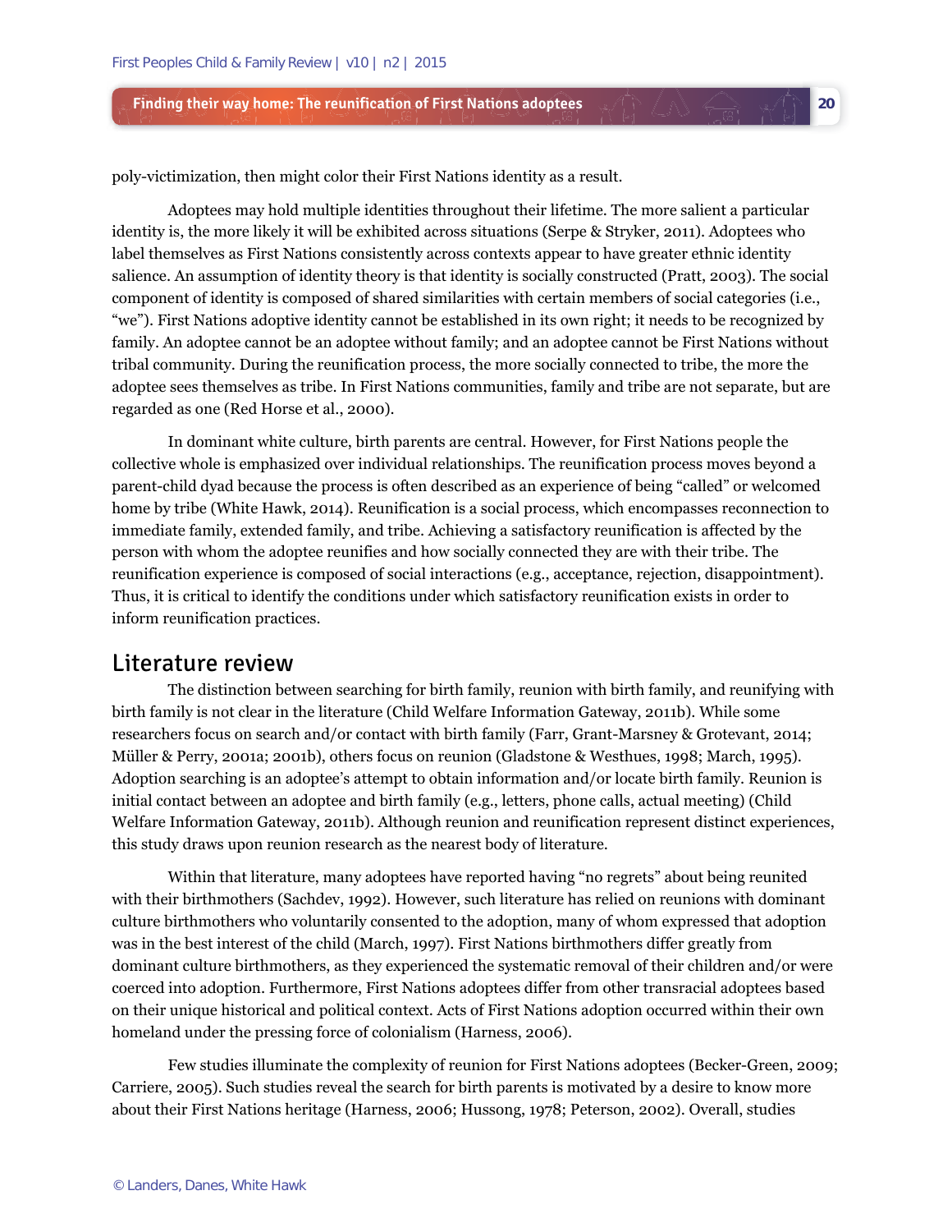poly-victimization, then might color their First Nations identity as a result.

Adoptees may hold multiple identities throughout their lifetime. The more salient a particular identity is, the more likely it will be exhibited across situations (Serpe & Stryker, 2011). Adoptees who label themselves as First Nations consistently across contexts appear to have greater ethnic identity salience. An assumption of identity theory is that identity is socially constructed (Pratt, 2003). The social component of identity is composed of shared similarities with certain members of social categories (i.e., "we"). First Nations adoptive identity cannot be established in its own right; it needs to be recognized by family. An adoptee cannot be an adoptee without family; and an adoptee cannot be First Nations without tribal community. During the reunification process, the more socially connected to tribe, the more the adoptee sees themselves as tribe. In First Nations communities, family and tribe are not separate, but are regarded as one (Red Horse et al., 2000).

In dominant white culture, birth parents are central. However, for First Nations people the collective whole is emphasized over individual relationships. The reunification process moves beyond a parent-child dyad because the process is often described as an experience of being "called" or welcomed home by tribe (White Hawk, 2014). Reunification is a social process, which encompasses reconnection to immediate family, extended family, and tribe. Achieving a satisfactory reunification is affected by the person with whom the adoptee reunifies and how socially connected they are with their tribe. The reunification experience is composed of social interactions (e.g., acceptance, rejection, disappointment). Thus, it is critical to identify the conditions under which satisfactory reunification exists in order to inform reunification practices.

## Literature review

The distinction between searching for birth family, reunion with birth family, and reunifying with birth family is not clear in the literature (Child Welfare Information Gateway, 2011b). While some researchers focus on search and/or contact with birth family (Farr, Grant-Marsney & Grotevant, 2014; Müller & Perry, 2001a; 2001b), others focus on reunion (Gladstone & Westhues, 1998; March, 1995). Adoption searching is an adoptee's attempt to obtain information and/or locate birth family. Reunion is initial contact between an adoptee and birth family (e.g., letters, phone calls, actual meeting) (Child Welfare Information Gateway, 2011b). Although reunion and reunification represent distinct experiences, this study draws upon reunion research as the nearest body of literature.

Within that literature, many adoptees have reported having "no regrets" about being reunited with their birthmothers (Sachdev, 1992). However, such literature has relied on reunions with dominant culture birthmothers who voluntarily consented to the adoption, many of whom expressed that adoption was in the best interest of the child (March, 1997). First Nations birthmothers differ greatly from dominant culture birthmothers, as they experienced the systematic removal of their children and/or were coerced into adoption. Furthermore, First Nations adoptees differ from other transracial adoptees based on their unique historical and political context. Acts of First Nations adoption occurred within their own homeland under the pressing force of colonialism (Harness, 2006).

Few studies illuminate the complexity of reunion for First Nations adoptees (Becker-Green, 2009; Carriere, 2005). Such studies reveal the search for birth parents is motivated by a desire to know more about their First Nations heritage (Harness, 2006; Hussong, 1978; Peterson, 2002). Overall, studies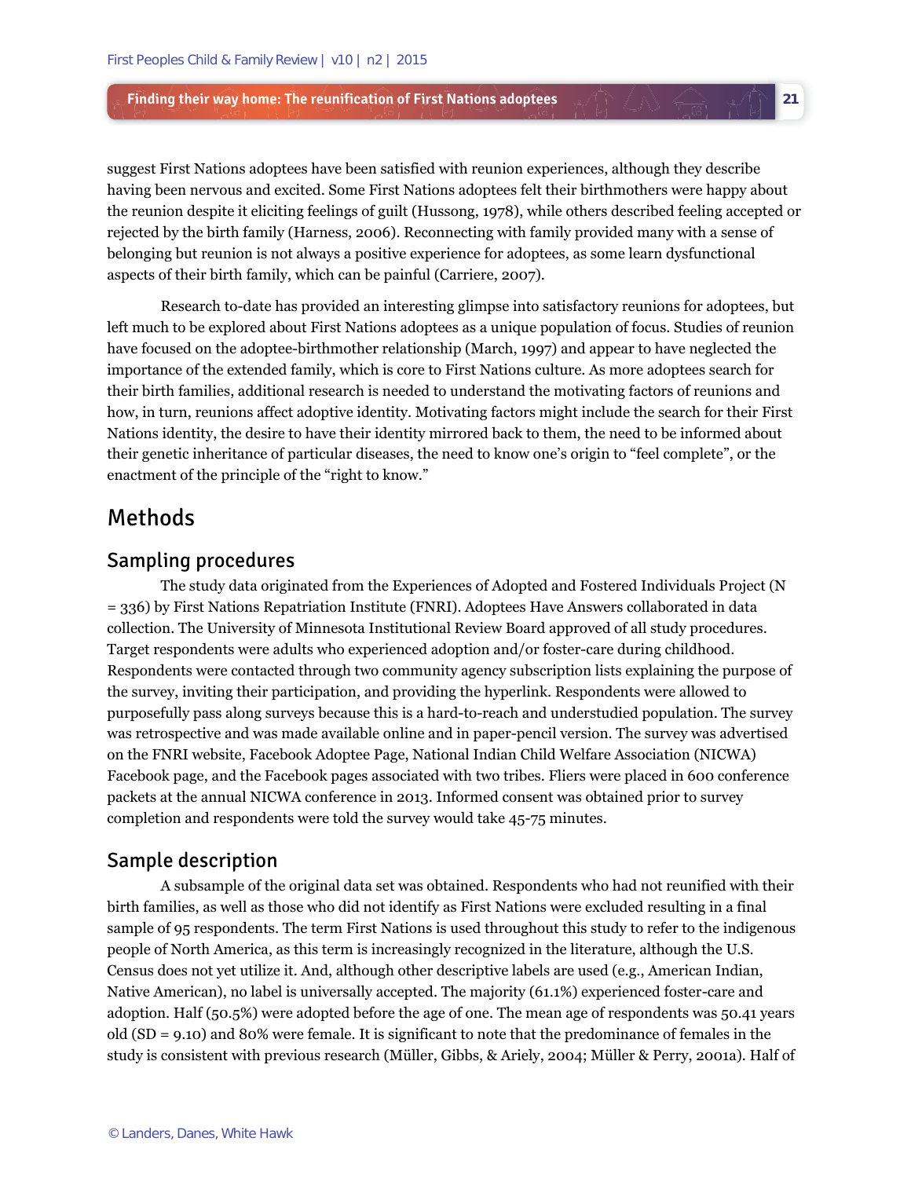suggest First Nations adoptees have been satisfied with reunion experiences, although they describe having been nervous and excited. Some First Nations adoptees felt their birthmothers were happy about the reunion despite it eliciting feelings of guilt (Hussong, 1978), while others described feeling accepted or rejected by the birth family (Harness, 2006). Reconnecting with family provided many with a sense of belonging but reunion is not always a positive experience for adoptees, as some learn dysfunctional aspects of their birth family, which can be painful (Carriere, 2007).

Research to-date has provided an interesting glimpse into satisfactory reunions for adoptees, but left much to be explored about First Nations adoptees as a unique population of focus. Studies of reunion have focused on the adoptee-birthmother relationship (March, 1997) and appear to have neglected the importance of the extended family, which is core to First Nations culture. As more adoptees search for their birth families, additional research is needed to understand the motivating factors of reunions and how, in turn, reunions affect adoptive identity. Motivating factors might include the search for their First Nations identity, the desire to have their identity mirrored back to them, the need to be informed about their genetic inheritance of particular diseases, the need to know one's origin to "feel complete", or the enactment of the principle of the "right to know."

# Methods

## Sampling procedures

The study data originated from the Experiences of Adopted and Fostered Individuals Project (N = 336) by First Nations Repatriation Institute (FNRI). Adoptees Have Answers collaborated in data collection. The University of Minnesota Institutional Review Board approved of all study procedures. Target respondents were adults who experienced adoption and/or foster-care during childhood. Respondents were contacted through two community agency subscription lists explaining the purpose of the survey, inviting their participation, and providing the hyperlink. Respondents were allowed to purposefully pass along surveys because this is a hard-to-reach and understudied population. The survey was retrospective and was made available online and in paper-pencil version. The survey was advertised on the FNRI website, Facebook Adoptee Page, National Indian Child Welfare Association (NICWA) Facebook page, and the Facebook pages associated with two tribes. Fliers were placed in 600 conference packets at the annual NICWA conference in 2013. Informed consent was obtained prior to survey completion and respondents were told the survey would take 45-75 minutes.

## Sample description

A subsample of the original data set was obtained. Respondents who had not reunified with their birth families, as well as those who did not identify as First Nations were excluded resulting in a final sample of 95 respondents. The term First Nations is used throughout this study to refer to the indigenous people of North America, as this term is increasingly recognized in the literature, although the U.S. Census does not yet utilize it. And, although other descriptive labels are used (e.g., American Indian, Native American), no label is universally accepted. The majority (61.1%) experienced foster-care and adoption. Half (50.5%) were adopted before the age of one. The mean age of respondents was 50.41 years old (SD = 9.10) and 80% were female. It is significant to note that the predominance of females in the study is consistent with previous research (Müller, Gibbs, & Ariely, 2004; Müller & Perry, 2001a). Half of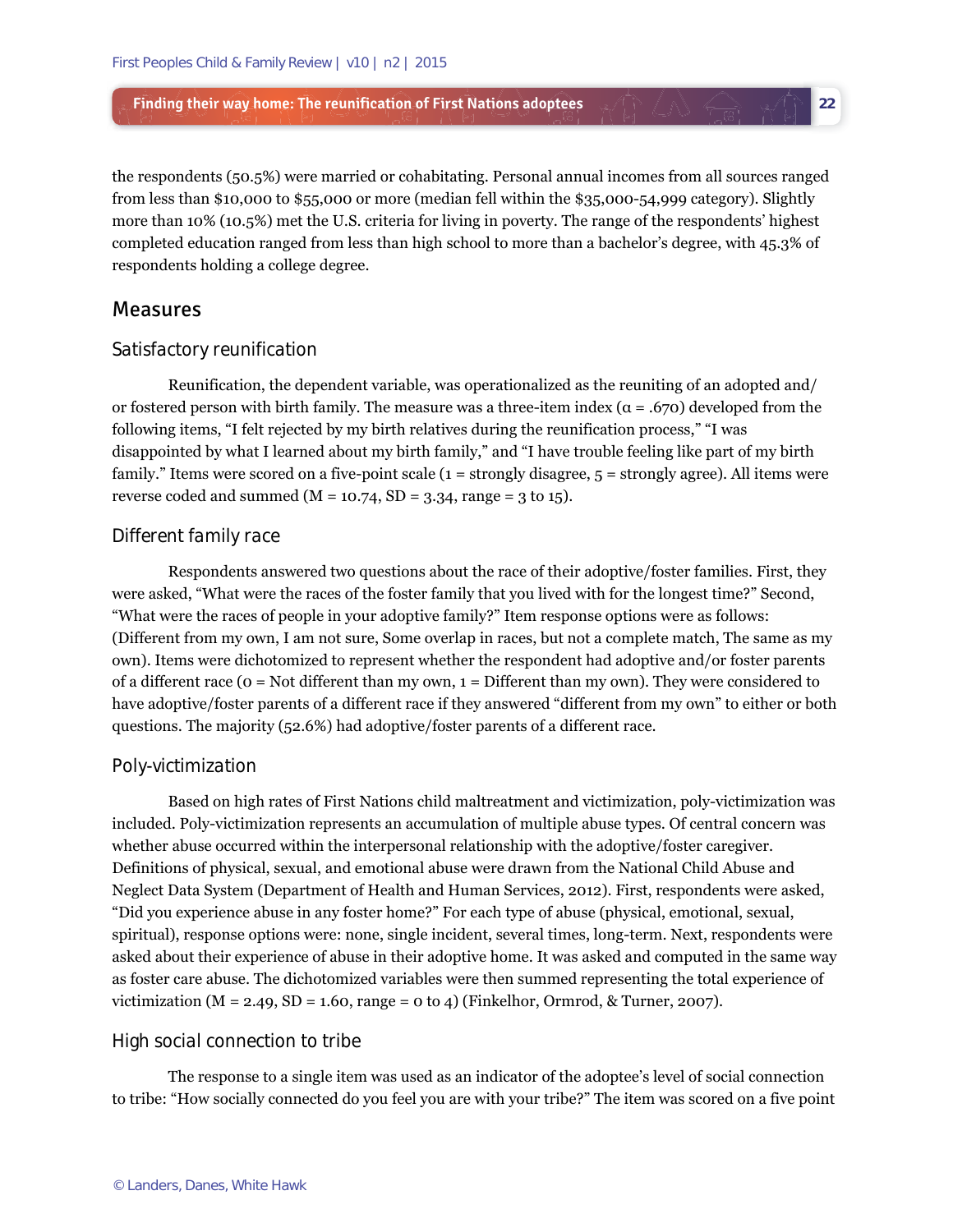the respondents (50.5%) were married or cohabitating. Personal annual incomes from all sources ranged from less than $10,000 to $55,000 or more (median fell within the $35,000-54,999 category). Slightly more than 10% (10.5%) met the U.S. criteria for living in poverty. The range of the respondents' highest completed education ranged from less than high school to more than a bachelor's degree, with 45.3% of respondents holding a college degree.

## Measures

### Satisfactory reunification

Reunification, the dependent variable, was operationalized as the reuniting of an adopted and/or fostered person with birth family. The measure was a three-item index ($\alpha = .670$) developed from the following items, "I felt rejected by my birth relatives during the reunification process," "I was disappointed by what I learned about my birth family," and "I have trouble feeling like part of my birth family." Items were scored on a five-point scale (1 = strongly disagree, 5 = strongly agree). All items were reverse coded and summed ($M = 10.74$, $SD = 3.34$, range = 3 to 15).

### Different family race

Respondents answered two questions about the race of their adoptive/foster families. First, they were asked, "What were the races of the foster family that you lived with for the longest time?" Second, "What were the races of people in your adoptive family?" Item response options were as follows: (Different from my own, I am not sure, Some overlap in races, but not a complete match, The same as my own). Items were dichotomized to represent whether the respondent had adoptive and/or foster parents of a different race (0 = Not different than my own, 1 = Different than my own). They were considered to have adoptive/foster parents of a different race if they answered "different from my own" to either or both questions. The majority (52.6%) had adoptive/foster parents of a different race.

### Poly-victimization

Based on high rates of First Nations child maltreatment and victimization, poly-victimization was included. Poly-victimization represents an accumulation of multiple abuse types. Of central concern was whether abuse occurred within the interpersonal relationship with the adoptive/foster caregiver. Definitions of physical, sexual, and emotional abuse were drawn from the National Child Abuse and Neglect Data System (Department of Health and Human Services, 2012). First, respondents were asked, "Did you experience abuse in any foster home?" For each type of abuse (physical, emotional, sexual, spiritual), response options were: none, single incident, several times, long-term. Next, respondents were asked about their experience of abuse in their adoptive home. It was asked and computed in the same way as foster care abuse. The dichotomized variables were then summed representing the total experience of victimization ($M = 2.49$, $SD = 1.60$, range = 0 to 4) (Finkelhor, Ormrod, & Turner, 2007).

### High social connection to tribe

The response to a single item was used as an indicator of the adoptee's level of social connection to tribe: "How socially connected do you feel you are with your tribe?" The item was scored on a five point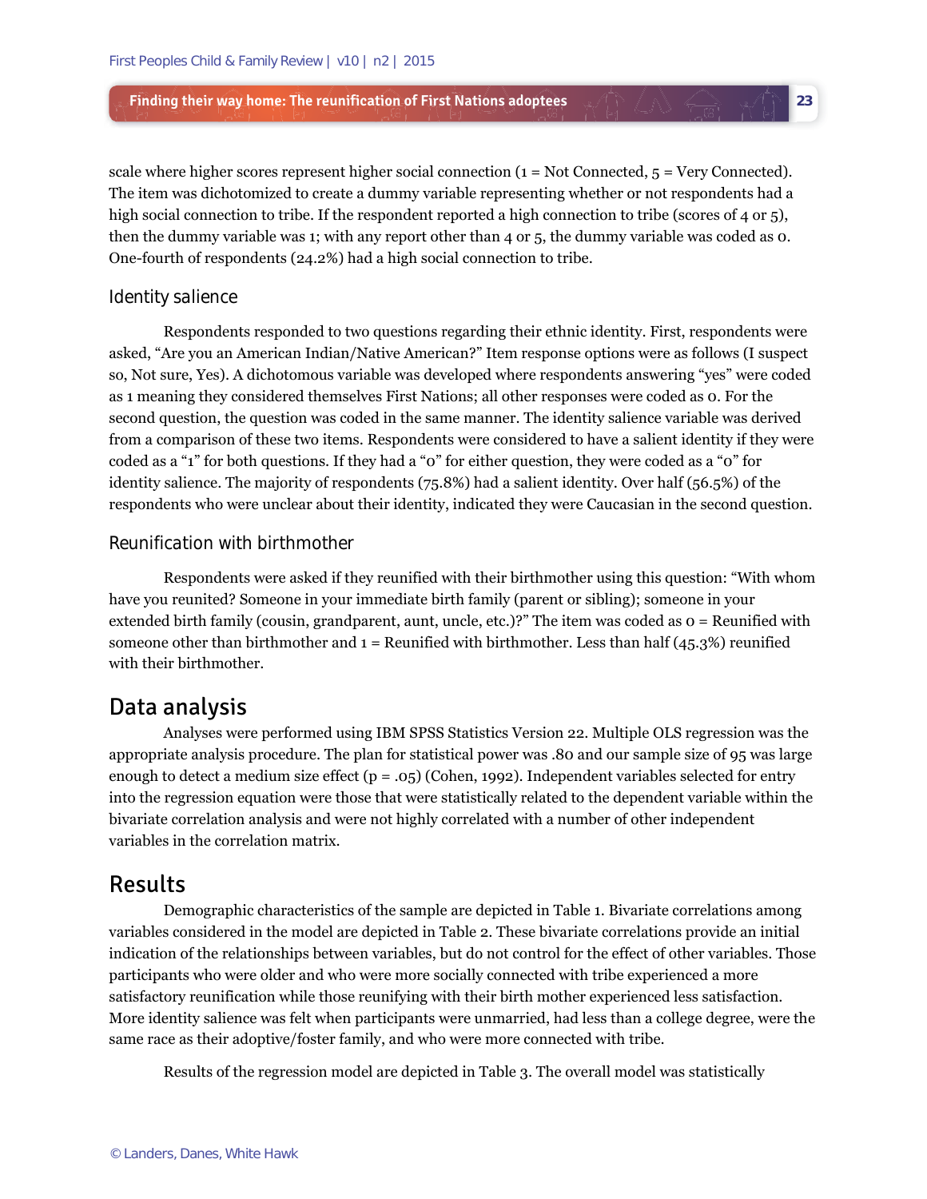scale where higher scores represent higher social connection (1 = Not Connected, 5 = Very Connected). The item was dichotomized to create a dummy variable representing whether or not respondents had a high social connection to tribe. If the respondent reported a high connection to tribe (scores of 4 or 5), then the dummy variable was 1; with any report other than 4 or 5, the dummy variable was coded as 0. One-fourth of respondents (24.2%) had a high social connection to tribe.

### Identity salience

Respondents responded to two questions regarding their ethnic identity. First, respondents were asked, "Are you an American Indian/Native American?" Item response options were as follows (I suspect so, Not sure, Yes). A dichotomous variable was developed where respondents answering "yes" were coded as 1 meaning they considered themselves First Nations; all other responses were coded as 0. For the second question, the question was coded in the same manner. The identity salience variable was derived from a comparison of these two items. Respondents were considered to have a salient identity if they were coded as a "1" for both questions. If they had a "0" for either question, they were coded as a "0" for identity salience. The majority of respondents (75.8%) had a salient identity. Over half (56.5%) of the respondents who were unclear about their identity, indicated they were Caucasian in the second question.

### Reunification with birthmother

Respondents were asked if they reunified with their birthmother using this question: "With whom have you reunited? Someone in your immediate birth family (parent or sibling); someone in your extended birth family (cousin, grandparent, aunt, uncle, etc.)?" The item was coded as 0 = Reunified with someone other than birthmother and 1 = Reunified with birthmother. Less than half (45.3%) reunified with their birthmother.

## Data analysis

Analyses were performed using IBM SPSS Statistics Version 22. Multiple OLS regression was the appropriate analysis procedure. The plan for statistical power was .80 and our sample size of 95 was large enough to detect a medium size effect ($p = .05$) (Cohen, 1992). Independent variables selected for entry into the regression equation were those that were statistically related to the dependent variable within the bivariate correlation analysis and were not highly correlated with a number of other independent variables in the correlation matrix.

## Results

Demographic characteristics of the sample are depicted in Table 1. Bivariate correlations among variables considered in the model are depicted in Table 2. These bivariate correlations provide an initial indication of the relationships between variables, but do not control for the effect of other variables. Those participants who were older and who were more socially connected with tribe experienced a more satisfactory reunification while those reunifying with their birth mother experienced less satisfaction. More identity salience was felt when participants were unmarried, had less than a college degree, were the same race as their adoptive/foster family, and who were more connected with tribe.

Results of the regression model are depicted in Table 3. The overall model was statistically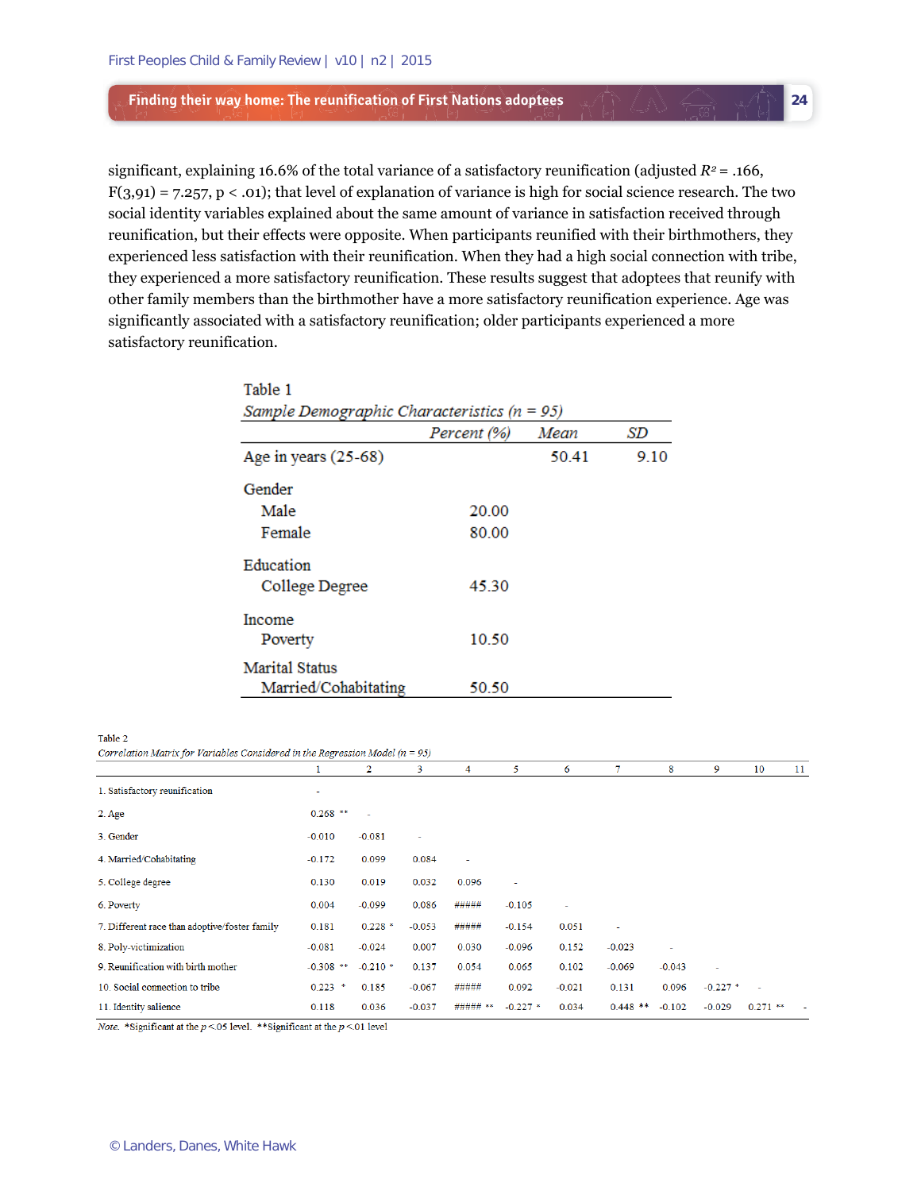significant, explaining 16.6% of the total variance of a satisfactory reunification (adjusted $R^2 = .166$, $F(3,91) = 7.257$, $p < .01$); that level of explanation of variance is high for social science research. The two social identity variables explained about the same amount of variance in satisfaction received through reunification, but their effects were opposite. When participants reunified with their birthmothers, they experienced less satisfaction with their reunification. When they had a high social connection with tribe, they experienced a more satisfactory reunification. These results suggest that adoptees that reunify with other family members than the birthmother have a more satisfactory reunification experience. Age was significantly associated with a satisfactory reunification; older participants experienced a more satisfactory reunification.

Table 1

*Sample Demographic Characteristics (n = 95)*

| | *Percent (%)* | *Mean* | *SD* |
|---|---|---|---|
| Age in years (25-68) | | 50.41 | 9.10 |
| Gender | | | |
| Male | 20.00 | | |
| Female | 80.00 | | |
| Education | | | |
| College Degree | 45.30 | | |
| Income | | | |
| Poverty | 10.50 | | |
| Marital Status | | | |
| Married/Cohabitating | 50.50 | | |

Table 2

*Correlation Matrix for Variables Considered in the Regression Model (n = 95)*

| | 1 | 2 | 3 | 4 | 5 | 6 | 7 | 8 | 9 | 10 | 11 |
|---|---|---|---|---|---|---|---|---|---|---|---|
| 1. Satisfactory reunification | - | | | | | | | | | | |
| 2. Age | 0.268 ** | - | | | | | | | | | |
| 3. Gender | -0.010 | -0.081 | - | | | | | | | | |
| 4. Married/Cohabitating | -0.172 | 0.099 | 0.084 | - | | | | | | | |
| 5. College degree | 0.130 | 0.019 | 0.032 | 0.096 | - | | | | | | |
| 6. Poverty | 0.004 | -0.099 | 0.086 | ##### | -0.105 | - | | | | | |
| 7. Different race than adoptive/foster family | 0.181 | 0.228 * | -0.053 | ##### | -0.154 | 0.051 | - | | | | |
| 8. Poly-victimization | -0.081 | -0.024 | 0.007 | 0.030 | -0.096 | 0.152 | -0.023 | - | | | |
| 9. Reunification with birth mother | -0.308 ** | -0.210 * | 0.137 | 0.054 | 0.065 | 0.102 | -0.069 | -0.043 | - | | |
| 10. Social connection to tribe | 0.223 * | 0.185 | -0.067 | ##### | 0.092 | -0.021 | 0.131 | 0.096 | -0.227 * | - | |
| 11. Identity salience | 0.118 | 0.036 | -0.037 | ##### ** | -0.227 * | 0.034 | 0.448 ** | -0.102 | -0.029 | 0.271 ** | - |

*Note.* *Significant at the $p < .05$ level. **Significant at the $p < .01$ level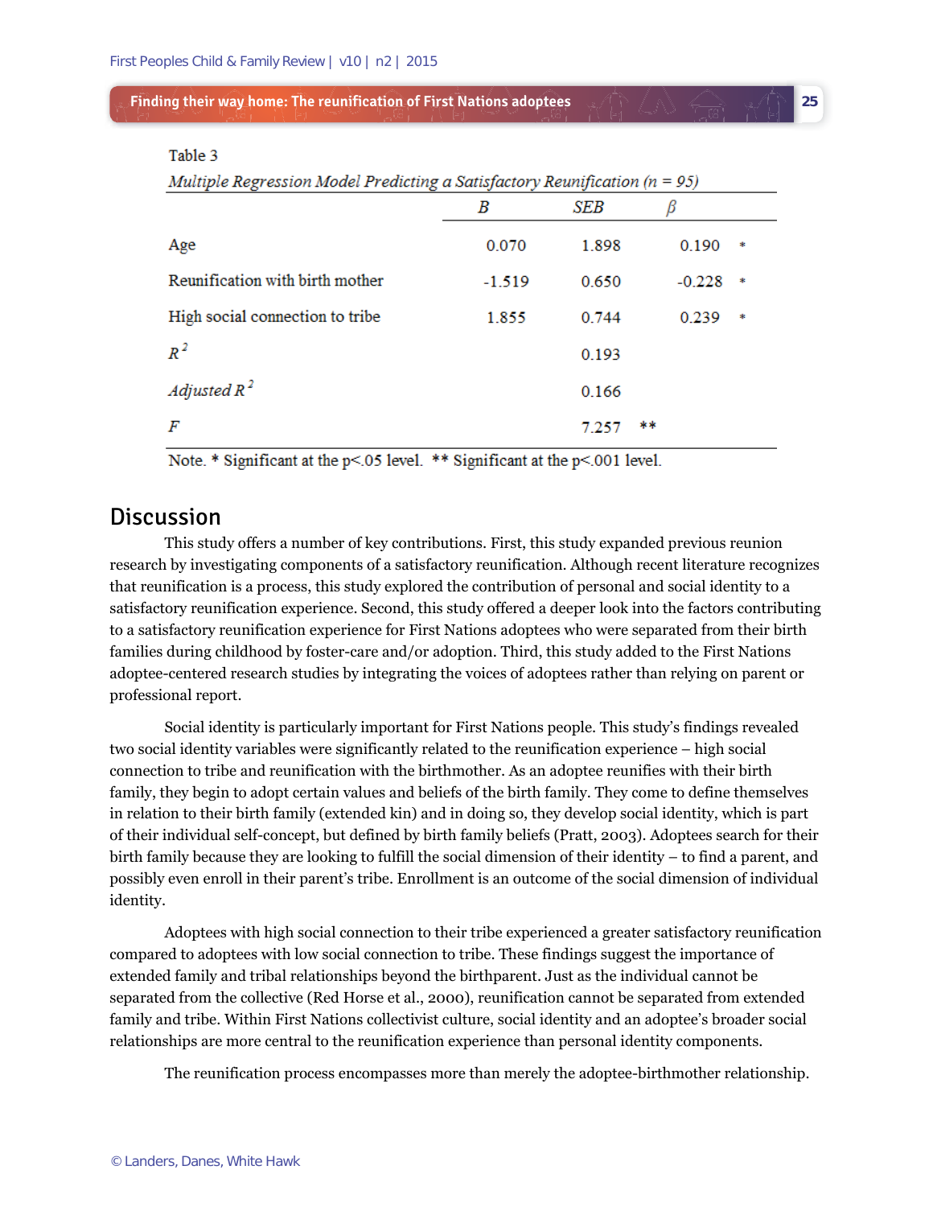Table 3

*Multiple Regression Model Predicting a Satisfactory Reunification (n = 95)*

| | $B$ | $SEB$ | $\beta$ | |
|---|---|---|---|---|
| Age | 0.070 | 1.898 | 0.190 | * |
| Reunification with birth mother | -1.519 | 0.650 | -0.228 | * |
| High social connection to tribe | 1.855 | 0.744 | 0.239 | * |
| $R^2$ | | 0.193 | | |
| *Adjusted* $R^2$ | | 0.166 | | |
| $F$ | | 7.257 ** | | |

Note. * Significant at the $p<.05$ level. ** Significant at the $p<.001$ level.

## Discussion

This study offers a number of key contributions. First, this study expanded previous reunion research by investigating components of a satisfactory reunification. Although recent literature recognizes that reunification is a process, this study explored the contribution of personal and social identity to a satisfactory reunification experience. Second, this study offered a deeper look into the factors contributing to a satisfactory reunification experience for First Nations adoptees who were separated from their birth families during childhood by foster-care and/or adoption. Third, this study added to the First Nations adoptee-centered research studies by integrating the voices of adoptees rather than relying on parent or professional report.

Social identity is particularly important for First Nations people. This study's findings revealed two social identity variables were significantly related to the reunification experience – high social connection to tribe and reunification with the birthmother. As an adoptee reunifies with their birth family, they begin to adopt certain values and beliefs of the birth family. They come to define themselves in relation to their birth family (extended kin) and in doing so, they develop social identity, which is part of their individual self-concept, but defined by birth family beliefs (Pratt, 2003). Adoptees search for their birth family because they are looking to fulfill the social dimension of their identity – to find a parent, and possibly even enroll in their parent's tribe. Enrollment is an outcome of the social dimension of individual identity.

Adoptees with high social connection to their tribe experienced a greater satisfactory reunification compared to adoptees with low social connection to tribe. These findings suggest the importance of extended family and tribal relationships beyond the birthparent. Just as the individual cannot be separated from the collective (Red Horse et al., 2000), reunification cannot be separated from extended family and tribe. Within First Nations collectivist culture, social identity and an adoptee's broader social relationships are more central to the reunification experience than personal identity components.

The reunification process encompasses more than merely the adoptee-birthmother relationship.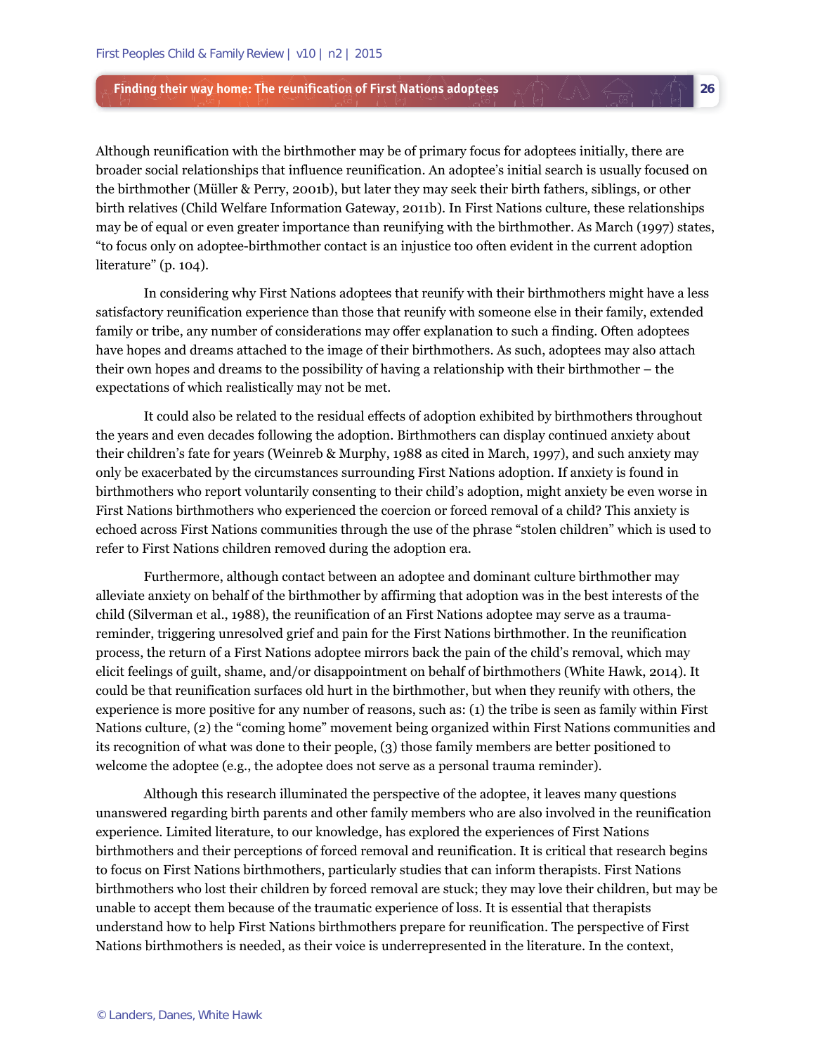Although reunification with the birthmother may be of primary focus for adoptees initially, there are broader social relationships that influence reunification. An adoptee's initial search is usually focused on the birthmother (Müller & Perry, 2001b), but later they may seek their birth fathers, siblings, or other birth relatives (Child Welfare Information Gateway, 2011b). In First Nations culture, these relationships may be of equal or even greater importance than reunifying with the birthmother. As March (1997) states, "to focus only on adoptee-birthmother contact is an injustice too often evident in the current adoption literature" (p. 104).

In considering why First Nations adoptees that reunify with their birthmothers might have a less satisfactory reunification experience than those that reunify with someone else in their family, extended family or tribe, any number of considerations may offer explanation to such a finding. Often adoptees have hopes and dreams attached to the image of their birthmothers. As such, adoptees may also attach their own hopes and dreams to the possibility of having a relationship with their birthmother – the expectations of which realistically may not be met.

It could also be related to the residual effects of adoption exhibited by birthmothers throughout the years and even decades following the adoption. Birthmothers can display continued anxiety about their children's fate for years (Weinreb & Murphy, 1988 as cited in March, 1997), and such anxiety may only be exacerbated by the circumstances surrounding First Nations adoption. If anxiety is found in birthmothers who report voluntarily consenting to their child's adoption, might anxiety be even worse in First Nations birthmothers who experienced the coercion or forced removal of a child? This anxiety is echoed across First Nations communities through the use of the phrase "stolen children" which is used to refer to First Nations children removed during the adoption era.

Furthermore, although contact between an adoptee and dominant culture birthmother may alleviate anxiety on behalf of the birthmother by affirming that adoption was in the best interests of the child (Silverman et al., 1988), the reunification of an First Nations adoptee may serve as a trauma-reminder, triggering unresolved grief and pain for the First Nations birthmother. In the reunification process, the return of a First Nations adoptee mirrors back the pain of the child's removal, which may elicit feelings of guilt, shame, and/or disappointment on behalf of birthmothers (White Hawk, 2014). It could be that reunification surfaces old hurt in the birthmother, but when they reunify with others, the experience is more positive for any number of reasons, such as: (1) the tribe is seen as family within First Nations culture, (2) the "coming home" movement being organized within First Nations communities and its recognition of what was done to their people, (3) those family members are better positioned to welcome the adoptee (e.g., the adoptee does not serve as a personal trauma reminder).

Although this research illuminated the perspective of the adoptee, it leaves many questions unanswered regarding birth parents and other family members who are also involved in the reunification experience. Limited literature, to our knowledge, has explored the experiences of First Nations birthmothers and their perceptions of forced removal and reunification. It is critical that research begins to focus on First Nations birthmothers, particularly studies that can inform therapists. First Nations birthmothers who lost their children by forced removal are stuck; they may love their children, but may be unable to accept them because of the traumatic experience of loss. It is essential that therapists understand how to help First Nations birthmothers prepare for reunification. The perspective of First Nations birthmothers is needed, as their voice is underrepresented in the literature. In the context,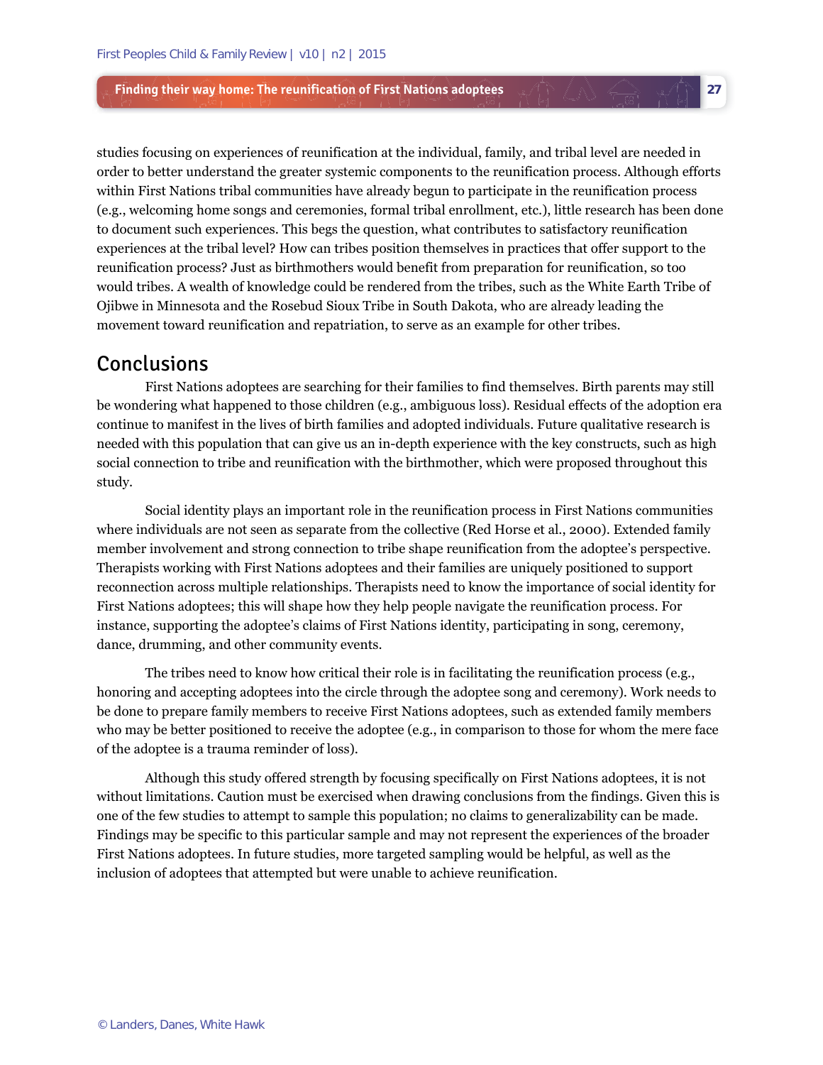studies focusing on experiences of reunification at the individual, family, and tribal level are needed in order to better understand the greater systemic components to the reunification process. Although efforts within First Nations tribal communities have already begun to participate in the reunification process (e.g., welcoming home songs and ceremonies, formal tribal enrollment, etc.), little research has been done to document such experiences. This begs the question, what contributes to satisfactory reunification experiences at the tribal level? How can tribes position themselves in practices that offer support to the reunification process? Just as birthmothers would benefit from preparation for reunification, so too would tribes. A wealth of knowledge could be rendered from the tribes, such as the White Earth Tribe of Ojibwe in Minnesota and the Rosebud Sioux Tribe in South Dakota, who are already leading the movement toward reunification and repatriation, to serve as an example for other tribes.

## Conclusions

First Nations adoptees are searching for their families to find themselves. Birth parents may still be wondering what happened to those children (e.g., ambiguous loss). Residual effects of the adoption era continue to manifest in the lives of birth families and adopted individuals. Future qualitative research is needed with this population that can give us an in-depth experience with the key constructs, such as high social connection to tribe and reunification with the birthmother, which were proposed throughout this study.

Social identity plays an important role in the reunification process in First Nations communities where individuals are not seen as separate from the collective (Red Horse et al., 2000). Extended family member involvement and strong connection to tribe shape reunification from the adoptee's perspective. Therapists working with First Nations adoptees and their families are uniquely positioned to support reconnection across multiple relationships. Therapists need to know the importance of social identity for First Nations adoptees; this will shape how they help people navigate the reunification process. For instance, supporting the adoptee's claims of First Nations identity, participating in song, ceremony, dance, drumming, and other community events.

The tribes need to know how critical their role is in facilitating the reunification process (e.g., honoring and accepting adoptees into the circle through the adoptee song and ceremony). Work needs to be done to prepare family members to receive First Nations adoptees, such as extended family members who may be better positioned to receive the adoptee (e.g., in comparison to those for whom the mere face of the adoptee is a trauma reminder of loss).

Although this study offered strength by focusing specifically on First Nations adoptees, it is not without limitations. Caution must be exercised when drawing conclusions from the findings. Given this is one of the few studies to attempt to sample this population; no claims to generalizability can be made. Findings may be specific to this particular sample and may not represent the experiences of the broader First Nations adoptees. In future studies, more targeted sampling would be helpful, as well as the inclusion of adoptees that attempted but were unable to achieve reunification.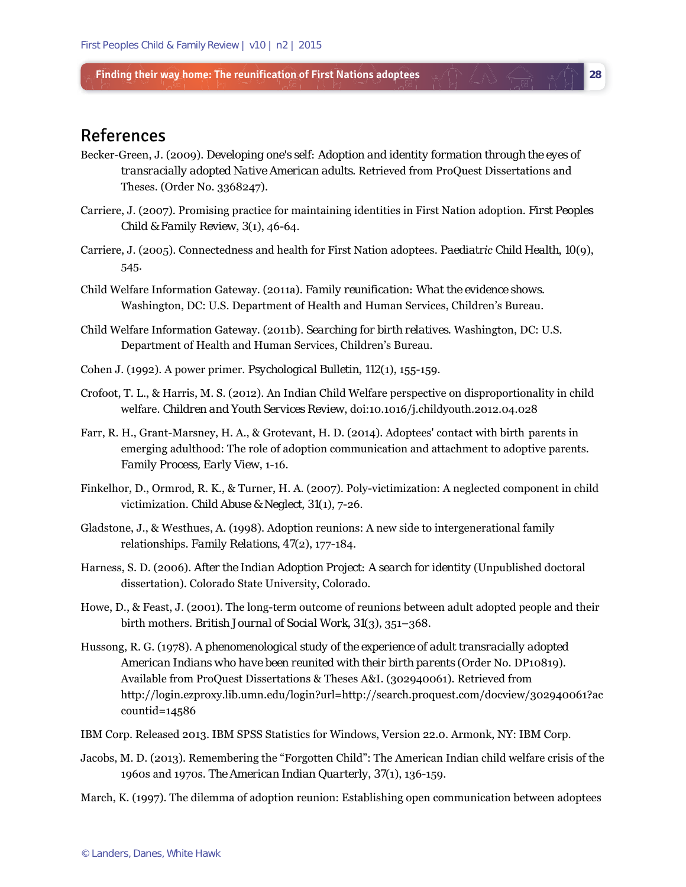## References

Becker-Green, J. (2009). Developing one's self: Adoption and identity formation through the eyes of transracially adopted Native American adults. Retrieved from ProQuest Dissertations and Theses. (Order No. 3368247).

Carriere, J. (2007). Promising practice for maintaining identities in First Nation adoption. *First Peoples Child & Family Review*, 3(1), 46-64.

Carriere, J. (2005). Connectedness and health for First Nation adoptees. *Paediatric Child Health*, 10(9), 545.

Child Welfare Information Gateway. (2011a). *Family reunification: What the evidence shows.* Washington, DC: U.S. Department of Health and Human Services, Children's Bureau.

Child Welfare Information Gateway. (2011b). *Searching for birth relatives.* Washington, DC: U.S. Department of Health and Human Services, Children's Bureau.

Cohen J. (1992). A power primer. *Psychological Bulletin*, 112(1), 155-159.

Crofoot, T. L., & Harris, M. S. (2012). An Indian Child Welfare perspective on disproportionality in child welfare. *Children and Youth Services Review*, doi:10.1016/j.childyouth.2012.04.028

Farr, R. H., Grant-Marsney, H. A., & Grotevant, H. D. (2014). Adoptees' contact with birth parents in emerging adulthood: The role of adoption communication and attachment to adoptive parents. *Family Process*, Early View, 1-16.

Finkelhor, D., Ormrod, R. K., & Turner, H. A. (2007). Poly-victimization: A neglected component in child victimization. *Child Abuse & Neglect*, 31(1), 7-26.

Gladstone, J., & Westhues, A. (1998). Adoption reunions: A new side to intergenerational family relationships. *Family Relations*, 47(2), 177-184.

Harness, S. D. (2006). *After the Indian Adoption Project: A search for identity* (Unpublished doctoral dissertation). Colorado State University, Colorado.

Howe, D., & Feast, J. (2001). The long-term outcome of reunions between adult adopted people and their birth mothers. *British Journal of Social Work*, 31(3), 351–368.

Hussong, R. G. (1978). *A phenomenological study of the experience of adult transracially adopted American Indians who have been reunited with their birth parents* (Order No. DP10819). Available from ProQuest Dissertations & Theses A&I. (302940061). Retrieved from http://login.ezproxy.lib.umn.edu/login?url=http://search.proquest.com/docview/302940061?accountid=14586

IBM Corp. Released 2013. IBM SPSS Statistics for Windows, Version 22.0. Armonk, NY: IBM Corp.

Jacobs, M. D. (2013). Remembering the "Forgotten Child": The American Indian child welfare crisis of the 1960s and 1970s. *The American Indian Quarterly*, 37(1), 136-159.

March, K. (1997). The dilemma of adoption reunion: Establishing open communication between adoptees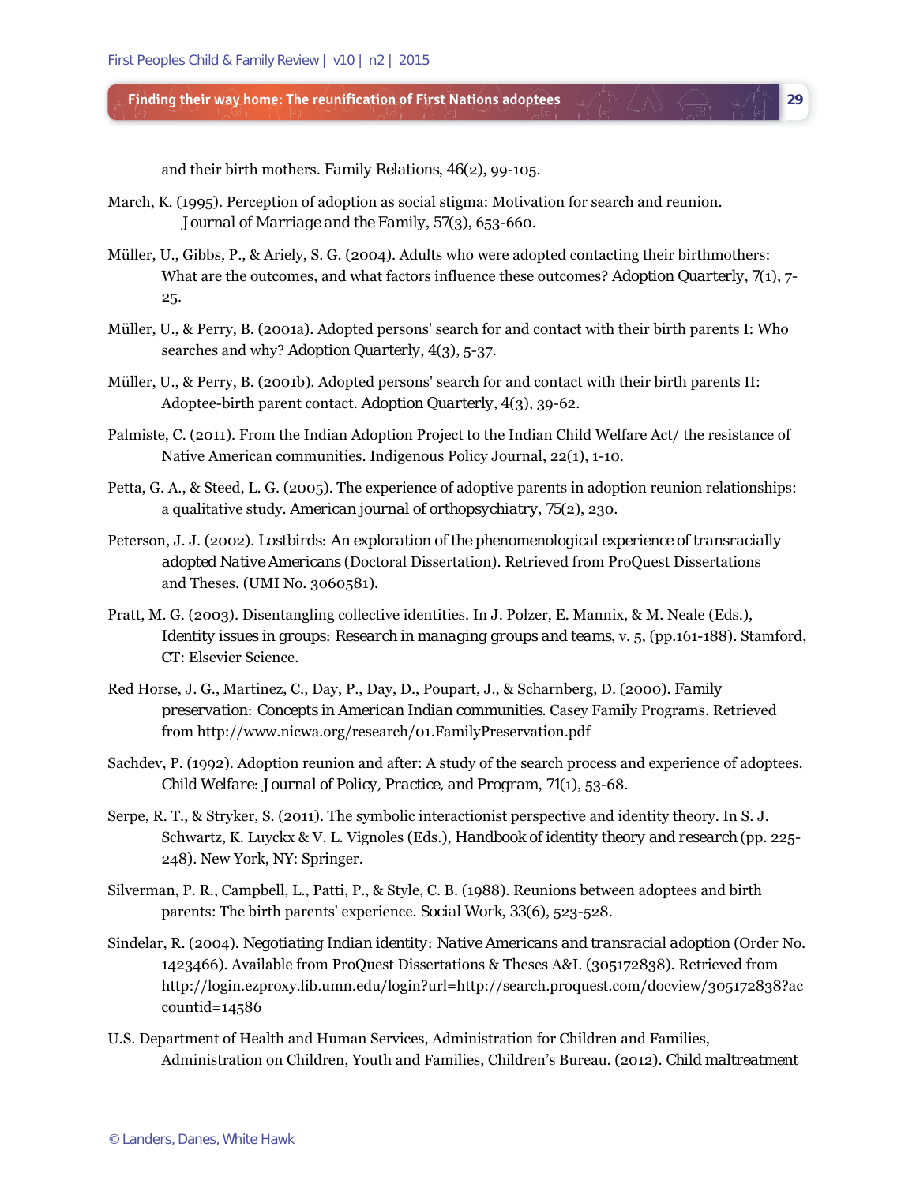and their birth mothers. *Family Relations, 46*(2), 99-105.

March, K. (1995). Perception of adoption as social stigma: Motivation for search and reunion. *Journal of Marriage and the Family, 57*(3), 653-660.

Müller, U., Gibbs, P., & Ariely, S. G. (2004). Adults who were adopted contacting their birthmothers: What are the outcomes, and what factors influence these outcomes? *Adoption Quarterly, 7*(1), 7-25.

Müller, U., & Perry, B. (2001a). Adopted persons' search for and contact with their birth parents I: Who searches and why? *Adoption Quarterly, 4*(3), 5-37.

Müller, U., & Perry, B. (2001b). Adopted persons' search for and contact with their birth parents II: Adoptee-birth parent contact. *Adoption Quarterly, 4*(3), 39-62.

Palmiste, C. (2011). From the Indian Adoption Project to the Indian Child Welfare Act/ the resistance of Native American communities. Indigenous Policy Journal, 22(1), 1-10.

Petta, G. A., & Steed, L. G. (2005). The experience of adoptive parents in adoption reunion relationships: a qualitative study. *American journal of orthopsychiatry, 75*(2), 230.

Peterson, J. J. (2002). *Lostbirds: An exploration of the phenomenological experience of transracially adopted Native Americans* (Doctoral Dissertation). Retrieved from ProQuest Dissertations and Theses. (UMI No. 3060581).

Pratt, M. G. (2003). Disentangling collective identities. In J. Polzer, E. Mannix, & M. Neale (Eds.), *Identity issues in groups: Research in managing groups and teams*, v. 5, (pp.161-188). Stamford, CT: Elsevier Science.

Red Horse, J. G., Martinez, C., Day, P., Day, D., Poupart, J., & Scharnberg, D. (2000). *Family preservation: Concepts in American Indian communities*. Casey Family Programs. Retrieved from http://www.nicwa.org/research/01.FamilyPreservation.pdf

Sachdev, P. (1992). Adoption reunion and after: A study of the search process and experience of adoptees. *Child Welfare: Journal of Policy, Practice, and Program, 71*(1), 53-68.

Serpe, R. T., & Stryker, S. (2011). The symbolic interactionist perspective and identity theory. In S. J. Schwartz, K. Luyckx & V. L. Vignoles (Eds.), *Handbook of identity theory and research* (pp. 225-248). New York, NY: Springer.

Silverman, P. R., Campbell, L., Patti, P., & Style, C. B. (1988). Reunions between adoptees and birth parents: The birth parents' experience. *Social Work, 33*(6), 523-528.

Sindelar, R. (2004). *Negotiating Indian identity: Native Americans and transracial adoption* (Order No. 1423466). Available from ProQuest Dissertations & Theses A&I. (305172838). Retrieved from http://login.ezproxy.lib.umn.edu/login?url=http://search.proquest.com/docview/305172838?accountid=14586

U.S. Department of Health and Human Services, Administration for Children and Families, Administration on Children, Youth and Families, Children's Bureau. (2012). *Child maltreatment*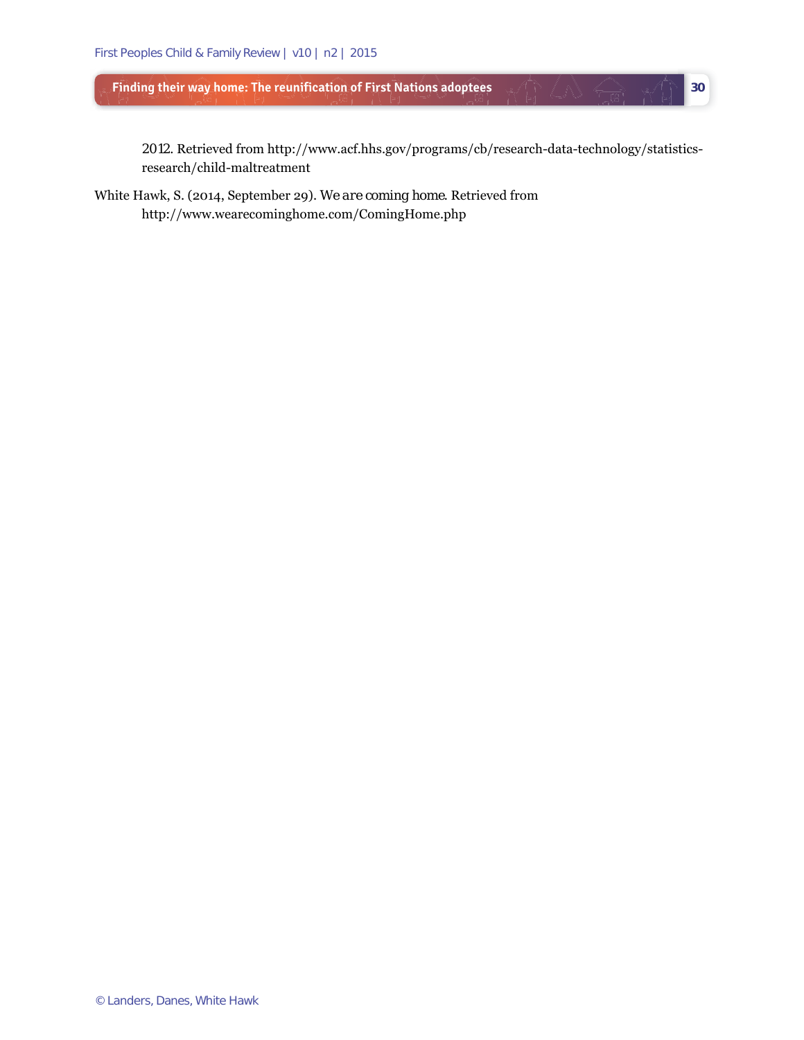2012. Retrieved from http://www.acf.hhs.gov/programs/cb/research-data-technology/statistics-research/child-maltreatment

White Hawk, S. (2014, September 29). *We are coming home*. Retrieved from http://www.wearecominghome.com/ComingHome.php